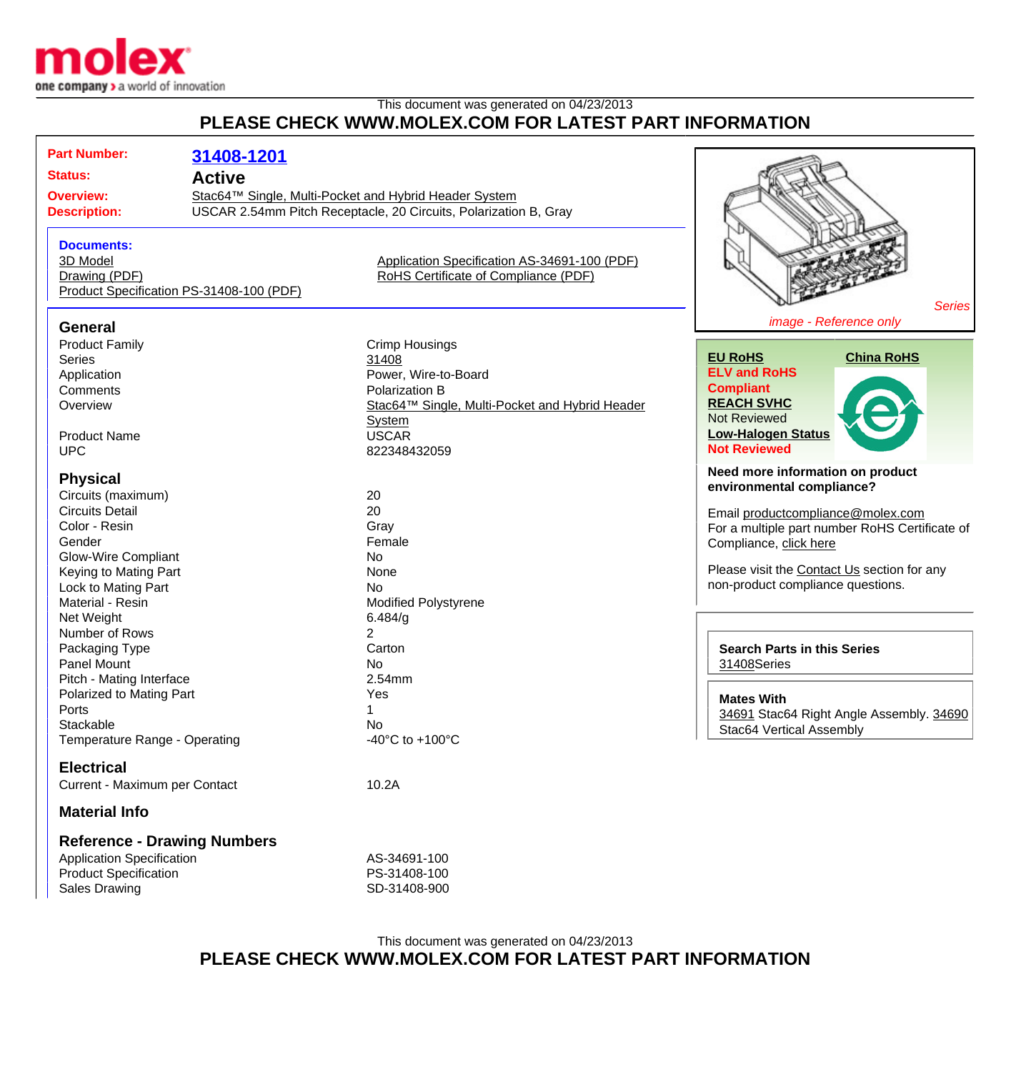This document was generated on 04/23/2013

**PLEASE CHECK WWW.MOLEX.COM FOR LATEST PART INFORMATION**

| | |
|---|---|
| **Part Number:** | **31408-1201** |
| **Status:** | **Active** |
| **Overview:** | Stac64™ Single, Multi-Pocket and Hybrid Header System |
| **Description:** | USCAR 2.54mm Pitch Receptacle, 20 Circuits, Polarization B, Gray |

**Documents:**

- 3D Model
- Drawing (PDF)
- Product Specification PS-31408-100 (PDF)
- Application Specification AS-34691-100 (PDF)
- RoHS Certificate of Compliance (PDF)

*Series image - Reference only*

## General

| | |
|---|---|
| Product Family | Crimp Housings |
| Series | 31408 |
| Application | Power, Wire-to-Board |
| Comments | Polarization B |
| Overview | Stac64™ Single, Multi-Pocket and Hybrid Header System |
| Product Name | USCAR |
| UPC | 822348432059 |

## Physical

| | |
|---|---|
| Circuits (maximum) | 20 |
| Circuits Detail | 20 |
| Color - Resin | Gray |
| Gender | Female |
| Glow-Wire Compliant | No |
| Keying to Mating Part | None |
| Lock to Mating Part | No |
| Material - Resin | Modified Polystyrene |
| Net Weight | 6.484/g |
| Number of Rows | 2 |
| Packaging Type | Carton |
| Panel Mount | No |
| Pitch - Mating Interface | 2.54mm |
| Polarized to Mating Part | Yes |
| Ports | 1 |
| Stackable | No |
| Temperature Range - Operating | -40°C to +100°C |

## Electrical

| | |
|---|---|
| Current - Maximum per Contact | 10.2A |

## Material Info

## Reference - Drawing Numbers

| | |
|---|---|
| Application Specification | AS-34691-100 |
| Product Specification | PS-31408-100 |
| Sales Drawing | SD-31408-900 |

**EU RoHS**

**ELV and RoHS Compliant**

**REACH SVHC**

Not Reviewed

**Low-Halogen Status**

**Not Reviewed**

**China RoHS**

**Need more information on product environmental compliance?**

Email productcompliance@molex.com

For a multiple part number RoHS Certificate of Compliance, click here

Please visit the Contact Us section for any non-product compliance questions.

**Search Parts in this Series**

31408Series

**Mates With**

34691 Stac64 Right Angle Assembly. 34690 Stac64 Vertical Assembly

This document was generated on 04/23/2013

**PLEASE CHECK WWW.MOLEX.COM FOR LATEST PART INFORMATION**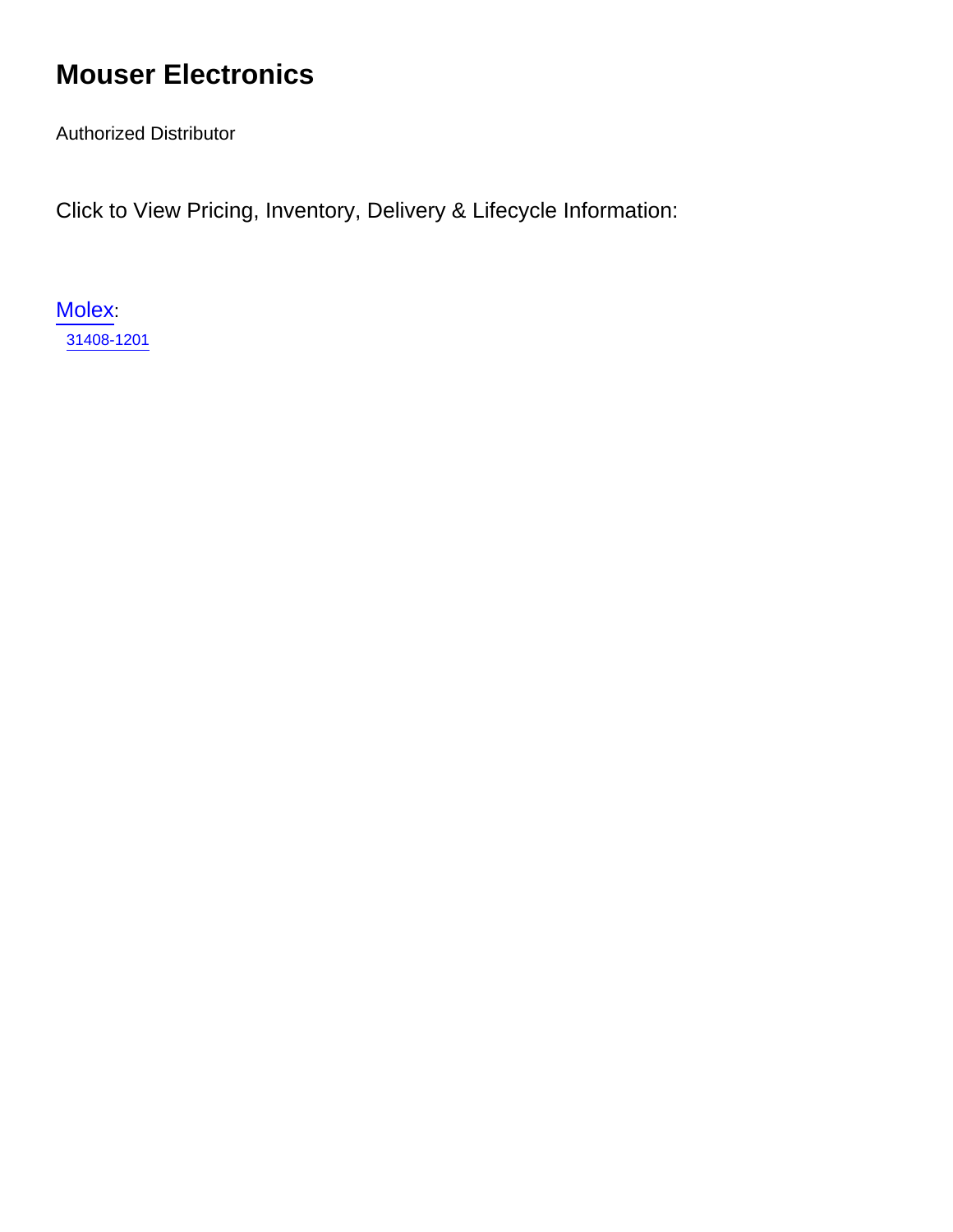# Mouser Electronics

Authorized Distributor

Click to View Pricing, Inventory, Delivery & Lifecycle Information:

Molex:

31408-1201